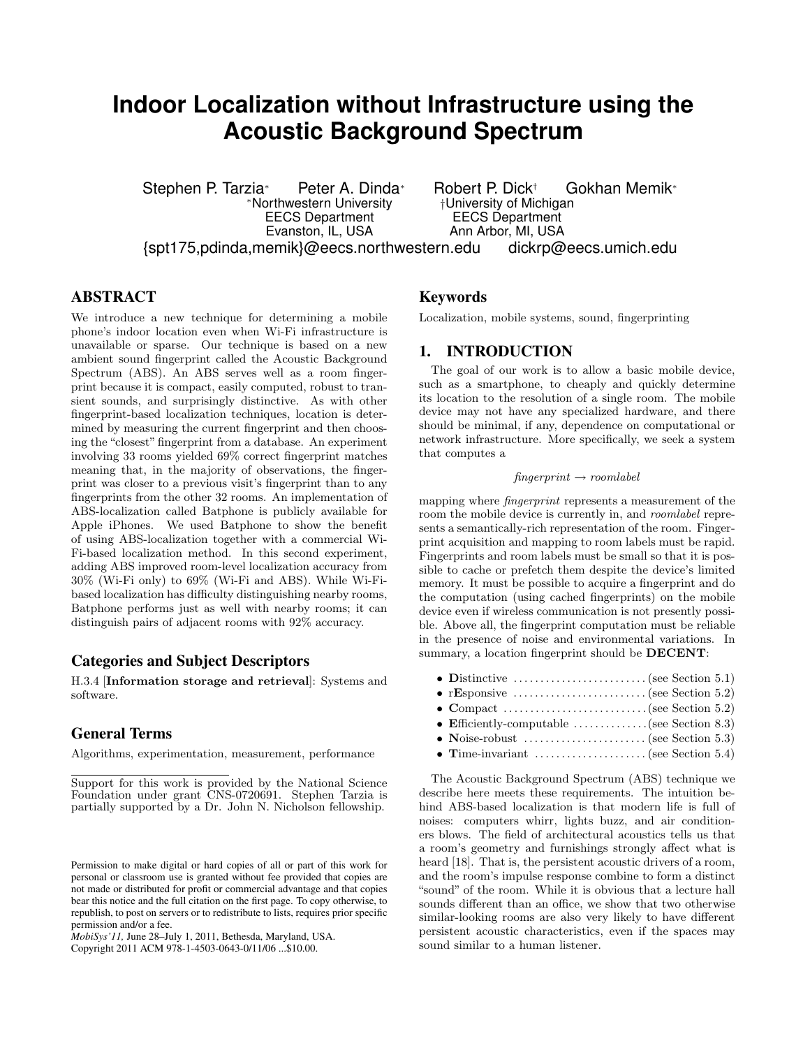# Indoor Localization without Infrastructure using the Acoustic Background Spectrum

Stephen P. Tarzia[*] Peter A. Dinda[*] Robert P. Dick[†] Gokhan Memik[*]

[*]Northwestern University
EECS Department
Evanston, IL, USA

[†]University of Michigan
EECS Department
Ann Arbor, MI, USA

{spt175,pdinda,memik}@eecs.northwestern.edu dickrp@eecs.umich.edu

## ABSTRACT

We introduce a new technique for determining a mobile phone's indoor location even when Wi-Fi infrastructure is unavailable or sparse. Our technique is based on a new ambient sound fingerprint called the Acoustic Background Spectrum (ABS). An ABS serves well as a room fingerprint because it is compact, easily computed, robust to transient sounds, and surprisingly distinctive. As with other fingerprint-based localization techniques, location is determined by measuring the current fingerprint and then choosing the "closest" fingerprint from a database. An experiment involving 33 rooms yielded 69% correct fingerprint matches meaning that, in the majority of observations, the fingerprint was closer to a previous visit's fingerprint than to any fingerprints from the other 32 rooms. An implementation of ABS-localization called Batphone is publicly available for Apple iPhones. We used Batphone to show the benefit of using ABS-localization together with a commercial Wi-Fi-based localization method. In this second experiment, adding ABS improved room-level localization accuracy from 30% (Wi-Fi only) to 69% (Wi-Fi and ABS). While Wi-Fi-based localization has difficulty distinguishing nearby rooms, Batphone performs just as well with nearby rooms; it can distinguish pairs of adjacent rooms with 92% accuracy.

### Categories and Subject Descriptors

H.3.4 [**Information storage and retrieval**]: Systems and software.

### General Terms

Algorithms, experimentation, measurement, performance

Support for this work is provided by the National Science Foundation under grant CNS-0720691. Stephen Tarzia is partially supported by a Dr. John N. Nicholson fellowship.

Permission to make digital or hard copies of all or part of this work for personal or classroom use is granted without fee provided that copies are not made or distributed for profit or commercial advantage and that copies bear this notice and the full citation on the first page. To copy otherwise, to republish, to post on servers or to redistribute to lists, requires prior specific permission and/or a fee.
*MobiSys'11,* June 28–July 1, 2011, Bethesda, Maryland, USA.
Copyright 2011 ACM 978-1-4503-0643-0/11/06 ...$10.00.

### Keywords

Localization, mobile systems, sound, fingerprinting

## 1. INTRODUCTION

The goal of our work is to allow a basic mobile device, such as a smartphone, to cheaply and quickly determine its location to the resolution of a single room. The mobile device may not have any specialized hardware, and there should be minimal, if any, dependence on computational or network infrastructure. More specifically, we seek a system that computes a

$$fingerprint \rightarrow roomlabel$$

mapping where *fingerprint* represents a measurement of the room the mobile device is currently in, and *roomlabel* represents a semantically-rich representation of the room. Fingerprint acquisition and mapping to room labels must be rapid. Fingerprints and room labels must be small so that it is possible to cache or prefetch them despite the device's limited memory. It must be possible to acquire a fingerprint and do the computation (using cached fingerprints) on the mobile device even if wireless communication is not presently possible. Above all, the fingerprint computation must be reliable in the presence of noise and environmental variations. In summary, a location fingerprint should be **DECENT**:

- **D**istinctive ........................ (see Section 5.1)
- r**E**sponsive ........................ (see Section 5.2)
- **C**ompact ........................ (see Section 5.2)
- **E**fficiently-computable ........................ (see Section 8.3)
- **N**oise-robust ........................ (see Section 5.3)
- **T**ime-invariant ........................ (see Section 5.4)

The Acoustic Background Spectrum (ABS) technique we describe here meets these requirements. The intuition behind ABS-based localization is that modern life is full of noises: computers whirr, lights buzz, and air conditioners blows. The field of architectural acoustics tells us that a room's geometry and furnishings strongly affect what is heard [18]. That is, the persistent acoustic drivers of a room, and the room's impulse response combine to form a distinct "sound" of the room. While it is obvious that a lecture hall sounds different than an office, we show that two otherwise similar-looking rooms are also very likely to have different persistent acoustic characteristics, even if the spaces may sound similar to a human listener.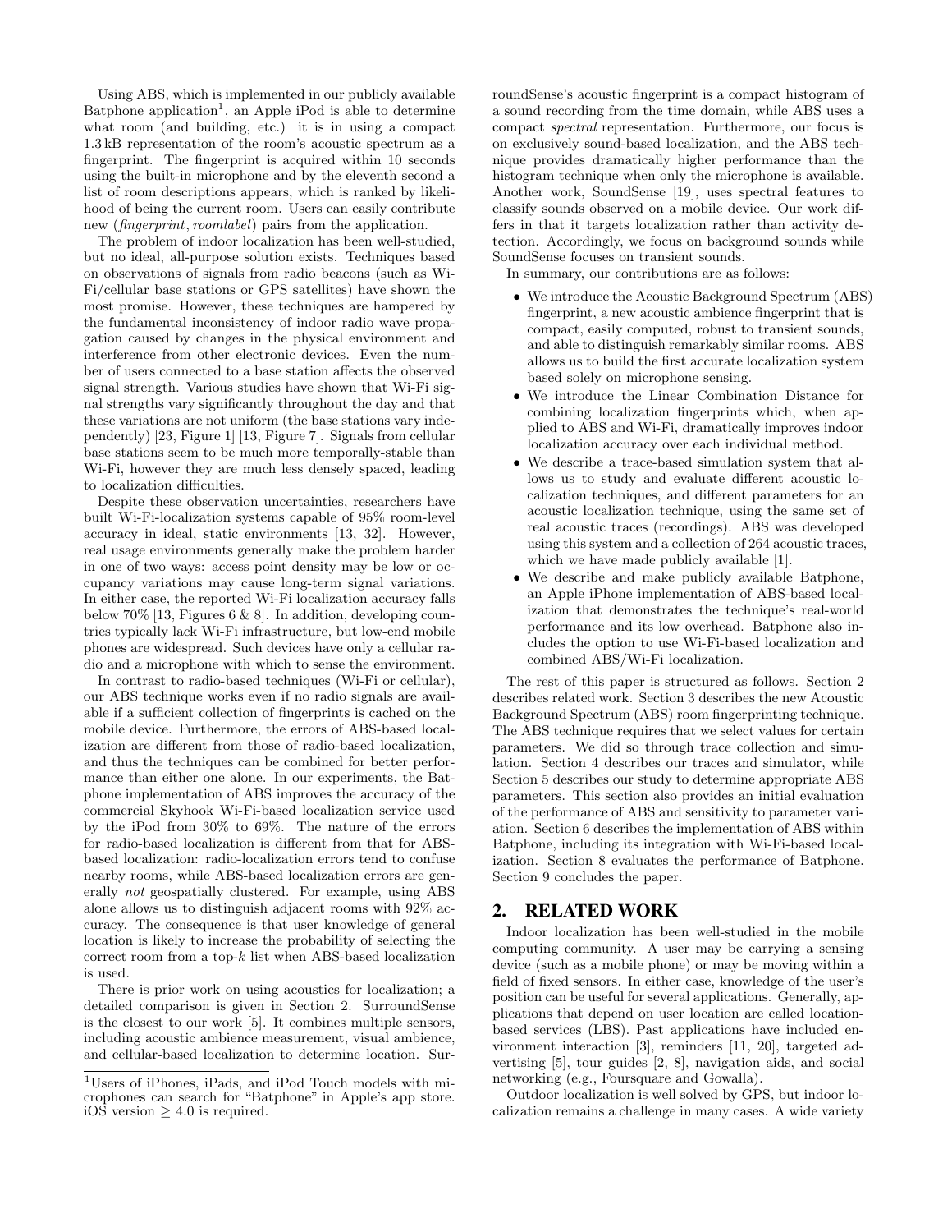Using ABS, which is implemented in our publicly available Batphone application[1], an Apple iPod is able to determine what room (and building, etc.) it is in using a compact 1.3 kB representation of the room's acoustic spectrum as a fingerprint. The fingerprint is acquired within 10 seconds using the built-in microphone and by the eleventh second a list of room descriptions appears, which is ranked by likelihood of being the current room. Users can easily contribute new (*fingerprint*, *roomlabel*) pairs from the application.

The problem of indoor localization has been well-studied, but no ideal, all-purpose solution exists. Techniques based on observations of signals from radio beacons (such as Wi-Fi/cellular base stations or GPS satellites) have shown the most promise. However, these techniques are hampered by the fundamental inconsistency of indoor radio wave propagation caused by changes in the physical environment and interference from other electronic devices. Even the number of users connected to a base station affects the observed signal strength. Various studies have shown that Wi-Fi signal strengths vary significantly throughout the day and that these variations are not uniform (the base stations vary independently) [23, Figure 1] [13, Figure 7]. Signals from cellular base stations seem to be much more temporally-stable than Wi-Fi, however they are much less densely spaced, leading to localization difficulties.

Despite these observation uncertainties, researchers have built Wi-Fi-localization systems capable of 95% room-level accuracy in ideal, static environments [13, 32]. However, real usage environments generally make the problem harder in one of two ways: access point density may be low or occupancy variations may cause long-term signal variations. In either case, the reported Wi-Fi localization accuracy falls below 70% [13, Figures 6 & 8]. In addition, developing countries typically lack Wi-Fi infrastructure, but low-end mobile phones are widespread. Such devices have only a cellular radio and a microphone with which to sense the environment.

In contrast to radio-based techniques (Wi-Fi or cellular), our ABS technique works even if no radio signals are available if a sufficient collection of fingerprints is cached on the mobile device. Furthermore, the errors of ABS-based localization are different from those of radio-based localization, and thus the techniques can be combined for better performance than either one alone. In our experiments, the Batphone implementation of ABS improves the accuracy of the commercial Skyhook Wi-Fi-based localization service used by the iPod from 30% to 69%. The nature of the errors for radio-based localization is different from that for ABS-based localization: radio-localization errors tend to confuse nearby rooms, while ABS-based localization errors are generally *not* geospatially clustered. For example, using ABS alone allows us to distinguish adjacent rooms with 92% accuracy. The consequence is that user knowledge of general location is likely to increase the probability of selecting the correct room from a top-$k$ list when ABS-based localization is used.

There is prior work on using acoustics for localization; a detailed comparison is given in Section 2. SurroundSense is the closest to our work [5]. It combines multiple sensors, including acoustic ambience measurement, visual ambience, and cellular-based localization to determine location. SurroundSense's acoustic fingerprint is a compact histogram of a sound recording from the time domain, while ABS uses a compact *spectral* representation. Furthermore, our focus is on exclusively sound-based localization, and the ABS technique provides dramatically higher performance than the histogram technique when only the microphone is available. Another work, SoundSense [19], uses spectral features to classify sounds observed on a mobile device. Our work differs in that it targets localization rather than activity detection. Accordingly, we focus on background sounds while SoundSense focuses on transient sounds.

In summary, our contributions are as follows:

- We introduce the Acoustic Background Spectrum (ABS) fingerprint, a new acoustic ambience fingerprint that is compact, easily computed, robust to transient sounds, and able to distinguish remarkably similar rooms. ABS allows us to build the first accurate localization system based solely on microphone sensing.
- We introduce the Linear Combination Distance for combining localization fingerprints which, when applied to ABS and Wi-Fi, dramatically improves indoor localization accuracy over each individual method.
- We describe a trace-based simulation system that allows us to study and evaluate different acoustic localization techniques, and different parameters for an acoustic localization technique, using the same set of real acoustic traces (recordings). ABS was developed using this system and a collection of 264 acoustic traces, which we have made publicly available [1].
- We describe and make publicly available Batphone, an Apple iPhone implementation of ABS-based localization that demonstrates the technique's real-world performance and its low overhead. Batphone also includes the option to use Wi-Fi-based localization and combined ABS/Wi-Fi localization.

The rest of this paper is structured as follows. Section 2 describes related work. Section 3 describes the new Acoustic Background Spectrum (ABS) room fingerprinting technique. The ABS technique requires that we select values for certain parameters. We did so through trace collection and simulation. Section 4 describes our traces and simulator, while Section 5 describes our study to determine appropriate ABS parameters. This section also provides an initial evaluation of the performance of ABS and sensitivity to parameter variation. Section 6 describes the implementation of ABS within Batphone, including its integration with Wi-Fi-based localization. Section 8 evaluates the performance of Batphone. Section 9 concludes the paper.

## 2. RELATED WORK

Indoor localization has been well-studied in the mobile computing community. A user may be carrying a sensing device (such as a mobile phone) or may be moving within a field of fixed sensors. In either case, knowledge of the user's position can be useful for several applications. Generally, applications that depend on user location are called location-based services (LBS). Past applications have included environment interaction [3], reminders [11, 20], targeted advertising [5], tour guides [2, 8], navigation aids, and social networking (e.g., Foursquare and Gowalla).

Outdoor localization is well solved by GPS, but indoor localization remains a challenge in many cases. A wide variety

[1] Users of iPhones, iPads, and iPod Touch models with microphones can search for "Batphone" in Apple's app store. iOS version $\geq$ 4.0 is required.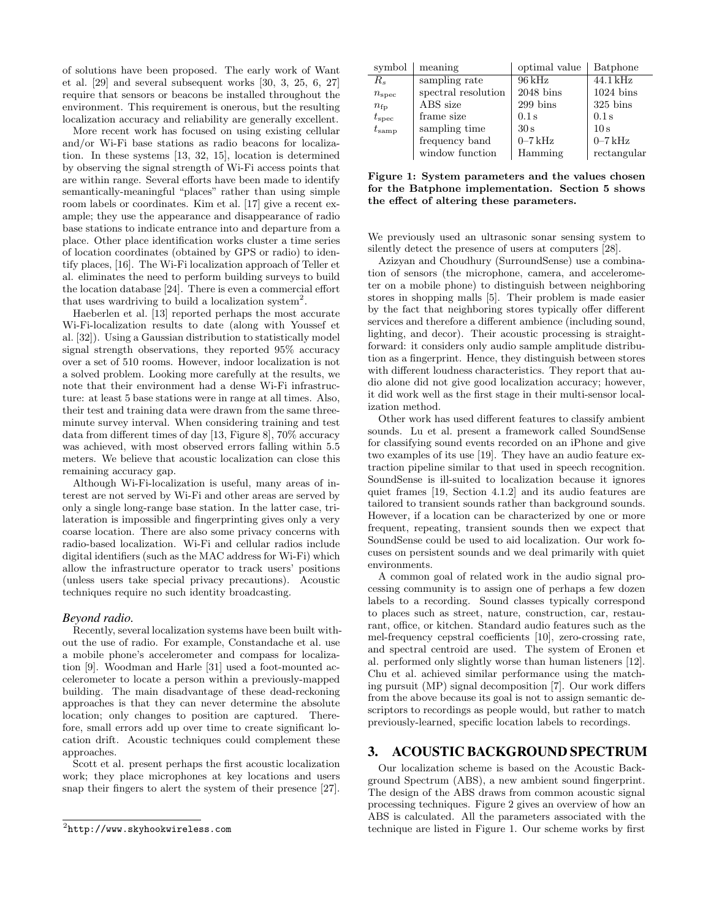of solutions have been proposed. The early work of Want et al. [29] and several subsequent works [30, 3, 25, 6, 27] require that sensors or beacons be installed throughout the environment. This requirement is onerous, but the resulting localization accuracy and reliability are generally excellent.

More recent work has focused on using existing cellular and/or Wi-Fi base stations as radio beacons for localization. In these systems [13, 32, 15], location is determined by observing the signal strength of Wi-Fi access points that are within range. Several efforts have been made to identify semantically-meaningful "places" rather than using simple room labels or coordinates. Kim et al. [17] give a recent example; they use the appearance and disappearance of radio base stations to indicate entrance into and departure from a place. Other place identification works cluster a time series of location coordinates (obtained by GPS or radio) to identify places, [16]. The Wi-Fi localization approach of Teller et al. eliminates the need to perform building surveys to build the location database [24]. There is even a commercial effort that uses wardriving to build a localization system[2].

Haeberlen et al. [13] reported perhaps the most accurate Wi-Fi-localization results to date (along with Youssef et al. [32]). Using a Gaussian distribution to statistically model signal strength observations, they reported 95% accuracy over a set of 510 rooms. However, indoor localization is not a solved problem. Looking more carefully at the results, we note that their environment had a dense Wi-Fi infrastructure: at least 5 base stations were in range at all times. Also, their test and training data were drawn from the same three-minute survey interval. When considering training and test data from different times of day [13, Figure 8], 70% accuracy was achieved, with most observed errors falling within 5.5 meters. We believe that acoustic localization can close this remaining accuracy gap.

Although Wi-Fi-localization is useful, many areas of interest are not served by Wi-Fi and other areas are served by only a single long-range base station. In the latter case, trilateration is impossible and fingerprinting gives only a very coarse location. There are also some privacy concerns with radio-based localization. Wi-Fi and cellular radios include digital identifiers (such as the MAC address for Wi-Fi) which allow the infrastructure operator to track users' positions (unless users take special privacy precautions). Acoustic techniques require no such identity broadcasting.

### *Beyond radio.*

Recently, several localization systems have been built without the use of radio. For example, Constandache et al. use a mobile phone's accelerometer and compass for localization [9]. Woodman and Harle [31] used a foot-mounted accelerometer to locate a person within a previously-mapped building. The main disadvantage of these dead-reckoning approaches is that they can never determine the absolute location; only changes to position are captured. Therefore, small errors add up over time to create significant location drift. Acoustic techniques could complement these approaches.

Scott et al. present perhaps the first acoustic localization work; they place microphones at key locations and users snap their fingers to alert the system of their presence [27].

[2] http://www.skyhookwireless.com

| symbol | meaning | optimal value | Batphone |
|---|---|---|---|
| $R_s$ | sampling rate | 96 kHz | 44.1 kHz |
| $n_{\mathrm{spec}}$ | spectral resolution | 2048 bins | 1024 bins |
| $n_{\mathrm{fp}}$ | ABS size | 299 bins | 325 bins |
| $t_{\mathrm{spec}}$ | frame size | 0.1 s | 0.1 s |
| $t_{\mathrm{samp}}$ | sampling time | 30 s | 10 s |
| | frequency band | 0–7 kHz | 0–7 kHz |
| | window function | Hamming | rectangular |

**Figure 1: System parameters and the values chosen for the Batphone implementation. Section 5 shows the effect of altering these parameters.**

We previously used an ultrasonic sonar sensing system to silently detect the presence of users at computers [28].

Azizyan and Choudhury (SurroundSense) use a combination of sensors (the microphone, camera, and accelerometer on a mobile phone) to distinguish between neighboring stores in shopping malls [5]. Their problem is made easier by the fact that neighboring stores typically offer different services and therefore a different ambience (including sound, lighting, and decor). Their acoustic processing is straightforward: it considers only audio sample amplitude distribution as a fingerprint. Hence, they distinguish between stores with different loudness characteristics. They report that audio alone did not give good localization accuracy; however, it did work well as the first stage in their multi-sensor localization method.

Other work has used different features to classify ambient sounds. Lu et al. present a framework called SoundSense for classifying sound events recorded on an iPhone and give two examples of its use [19]. They have an audio feature extraction pipeline similar to that used in speech recognition. SoundSense is ill-suited to localization because it ignores quiet frames [19, Section 4.1.2] and its audio features are tailored to transient sounds rather than background sounds. However, if a location can be characterized by one or more frequent, repeating, transient sounds then we expect that SoundSense could be used to aid localization. Our work focuses on persistent sounds and we deal primarily with quiet environments.

A common goal of related work in the audio signal processing community is to assign one of perhaps a few dozen labels to a recording. Sound classes typically correspond to places such as street, nature, construction, car, restaurant, office, or kitchen. Standard audio features such as the mel-frequency cepstral coefficients [10], zero-crossing rate, and spectral centroid are used. The system of Eronen et al. performed only slightly worse than human listeners [12]. Chu et al. achieved similar performance using the matching pursuit (MP) signal decomposition [7]. Our work differs from the above because its goal is not to assign semantic descriptors to recordings as people would, but rather to match previously-learned, specific location labels to recordings.

## 3. ACOUSTIC BACKGROUND SPECTRUM

Our localization scheme is based on the Acoustic Background Spectrum (ABS), a new ambient sound fingerprint. The design of the ABS draws from common acoustic signal processing techniques. Figure 2 gives an overview of how an ABS is calculated. All the parameters associated with the technique are listed in Figure 1. Our scheme works by first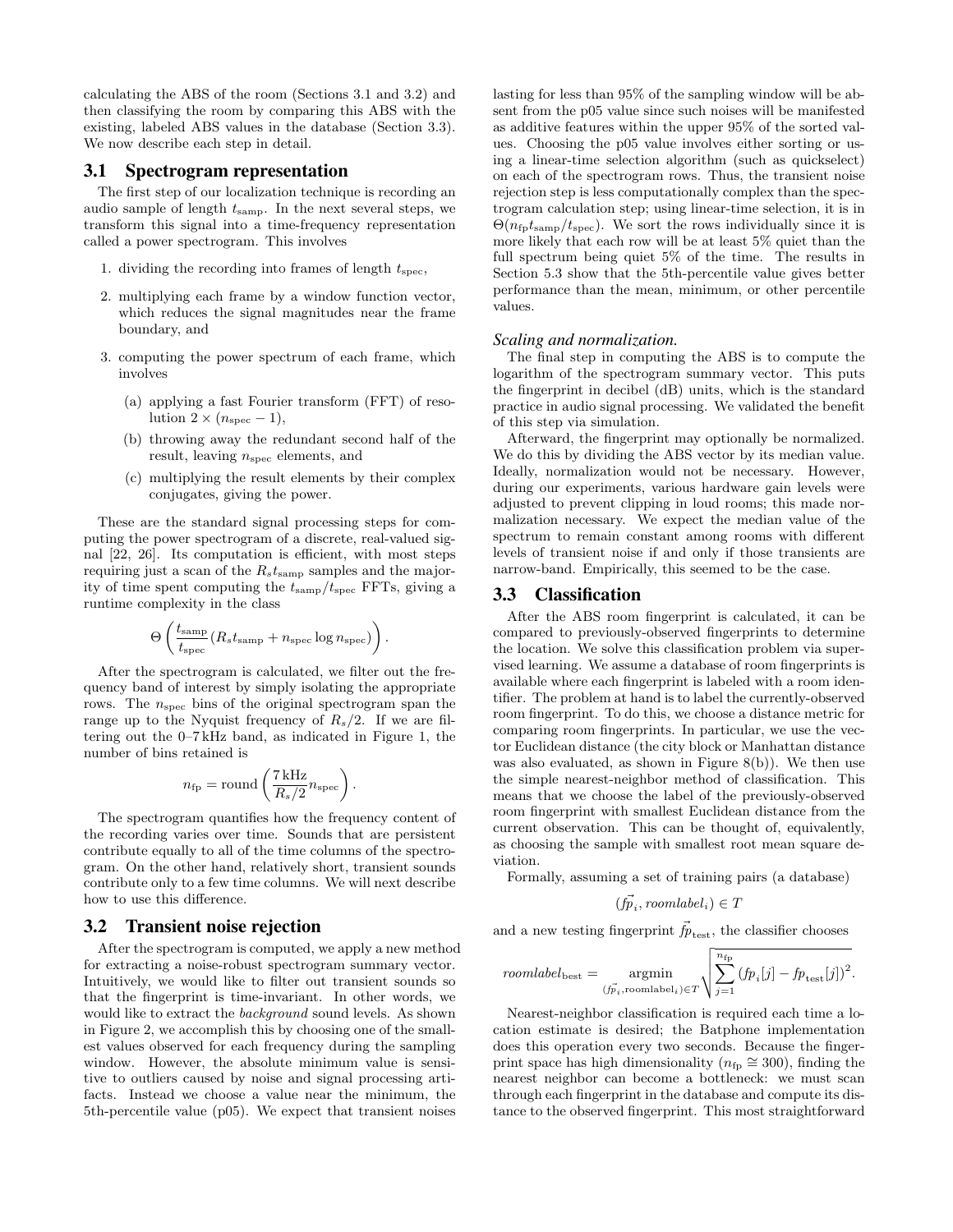calculating the ABS of the room (Sections 3.1 and 3.2) and then classifying the room by comparing this ABS with the existing, labeled ABS values in the database (Section 3.3). We now describe each step in detail.

## 3.1 Spectrogram representation

The first step of our localization technique is recording an audio sample of length $t_{\text{samp}}$. In the next several steps, we transform this signal into a time-frequency representation called a power spectrogram. This involves

1. dividing the recording into frames of length $t_{\text{spec}}$,
2. multiplying each frame by a window function vector, which reduces the signal magnitudes near the frame boundary, and
3. computing the power spectrum of each frame, which involves
   (a) applying a fast Fourier transform (FFT) of resolution $2 \times (n_{\text{spec}} - 1)$,
   (b) throwing away the redundant second half of the result, leaving $n_{\text{spec}}$ elements, and
   (c) multiplying the result elements by their complex conjugates, giving the power.

These are the standard signal processing steps for computing the power spectrogram of a discrete, real-valued signal [22, 26]. Its computation is efficient, with most steps requiring just a scan of the $R_s t_{\text{samp}}$ samples and the majority of time spent computing the $t_{\text{samp}}/t_{\text{spec}}$ FFTs, giving a runtime complexity in the class

$$\Theta\left(\frac{t_{\text{samp}}}{t_{\text{spec}}}(R_s t_{\text{samp}} + n_{\text{spec}} \log n_{\text{spec}})\right).$$

After the spectrogram is calculated, we filter out the frequency band of interest by simply isolating the appropriate rows. The $n_{\text{spec}}$ bins of the original spectrogram span the range up to the Nyquist frequency of $R_s/2$. If we are filtering out the 0–7 kHz band, as indicated in Figure 1, the number of bins retained is

$$n_{\text{fp}} = \text{round}\left(\frac{7\,\text{kHz}}{R_s/2} n_{\text{spec}}\right).$$

The spectrogram quantifies how the frequency content of the recording varies over time. Sounds that are persistent contribute equally to all of the time columns of the spectrogram. On the other hand, relatively short, transient sounds contribute only to a few time columns. We will next describe how to use this difference.

## 3.2 Transient noise rejection

After the spectrogram is computed, we apply a new method for extracting a noise-robust spectrogram summary vector. Intuitively, we would like to filter out transient sounds so that the fingerprint is time-invariant. In other words, we would like to extract the *background* sound levels. As shown in Figure 2, we accomplish this by choosing one of the smallest values observed for each frequency during the sampling window. However, the absolute minimum value is sensitive to outliers caused by noise and signal processing artifacts. Instead we choose a value near the minimum, the 5th-percentile value (p05). We expect that transient noises lasting for less than 95% of the sampling window will be absent from the p05 value since such noises will be manifested as additive features within the upper 95% of the sorted values. Choosing the p05 value involves either sorting or using a linear-time selection algorithm (such as quickselect) on each of the spectrogram rows. Thus, the transient noise rejection step is less computationally complex than the spectrogram calculation step; using linear-time selection, it is in $\Theta(n_{\text{fp}} t_{\text{samp}}/t_{\text{spec}})$. We sort the rows individually since it is more likely that each row will be at least 5% quiet than the full spectrum being quiet 5% of the time. The results in Section 5.3 show that the 5th-percentile value gives better performance than the mean, minimum, or other percentile values.

### *Scaling and normalization.*

The final step in computing the ABS is to compute the logarithm of the spectrogram summary vector. This puts the fingerprint in decibel (dB) units, which is the standard practice in audio signal processing. We validated the benefit of this step via simulation.

Afterward, the fingerprint may optionally be normalized. We do this by dividing the ABS vector by its median value. Ideally, normalization would not be necessary. However, during our experiments, various hardware gain levels were adjusted to prevent clipping in loud rooms; this made normalization necessary. We expect the median value of the spectrum to remain constant among rooms with different levels of transient noise if and only if those transients are narrow-band. Empirically, this seemed to be the case.

## 3.3 Classification

After the ABS room fingerprint is calculated, it can be compared to previously-observed fingerprints to determine the location. We solve this classification problem via supervised learning. We assume a database of room fingerprints is available where each fingerprint is labeled with a room identifier. The problem at hand is to label the currently-observed room fingerprint. To do this, we choose a distance metric for comparing room fingerprints. In particular, we use the vector Euclidean distance (the city block or Manhattan distance was also evaluated, as shown in Figure 8(b)). We then use the simple nearest-neighbor method of classification. This means that we choose the label of the previously-observed room fingerprint with smallest Euclidean distance from the current observation. This can be thought of, equivalently, as choosing the sample with smallest root mean square deviation.

Formally, assuming a set of training pairs (a database)

$$(\vec{fp}_i, roomlabel_i) \in T$$

and a new testing fingerprint $\vec{fp}_{\text{test}}$, the classifier chooses

$$roomlabel_{\text{best}} = \underset{(\vec{fp}_i, \text{roomlabel}_i) \in T}{\text{argmin}} \sqrt{\sum_{j=1}^{n_{\text{fp}}} (fp_i[j] - fp_{\text{test}}[j])^2}.$$

Nearest-neighbor classification is required each time a location estimate is desired; the Batphone implementation does this operation every two seconds. Because the fingerprint space has high dimensionality ($n_{\text{fp}} \cong 300$), finding the nearest neighbor can become a bottleneck: we must scan through each fingerprint in the database and compute its distance to the observed fingerprint. This most straightforward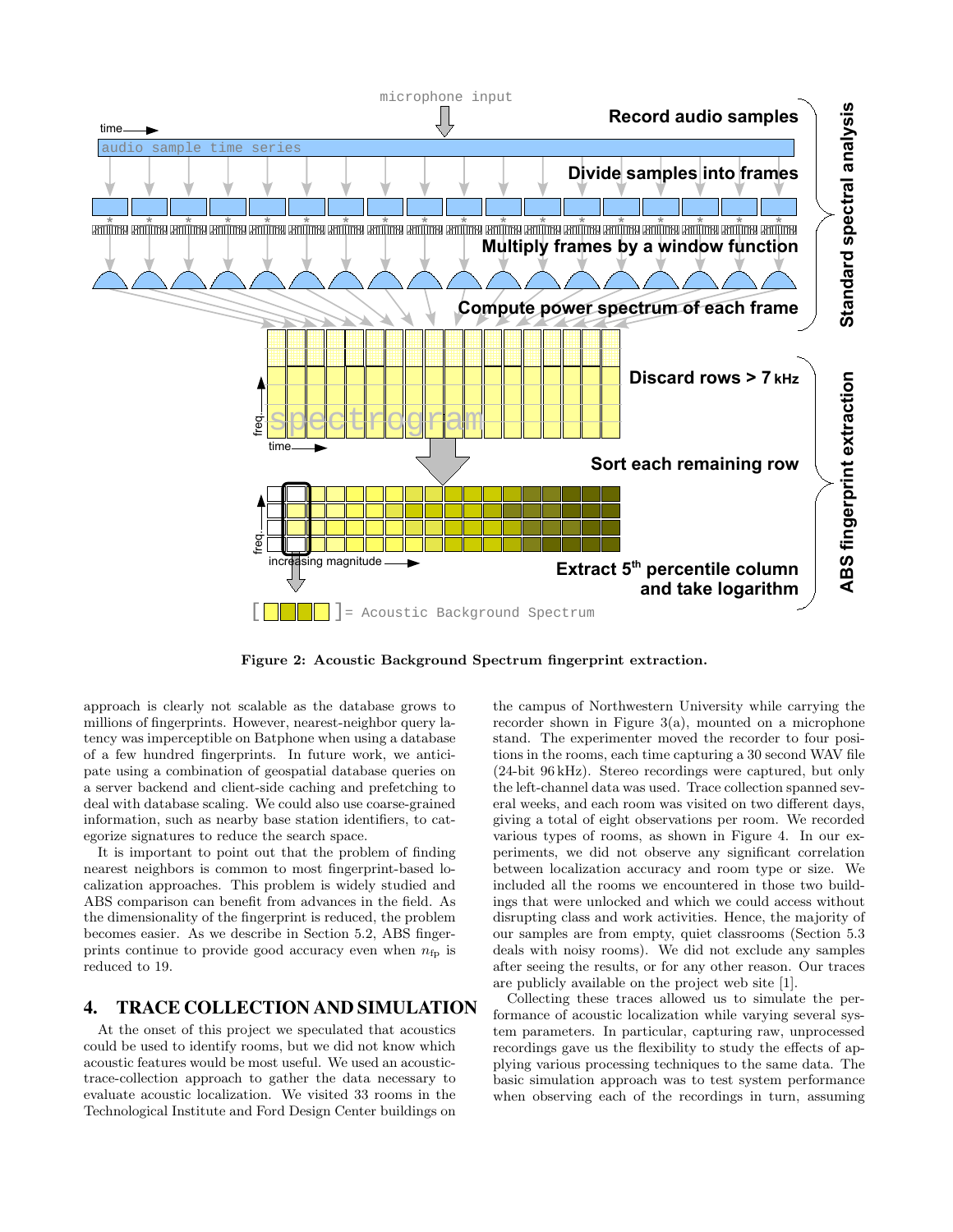Figure 2: Acoustic Background Spectrum fingerprint extraction.

approach is clearly not scalable as the database grows to millions of fingerprints. However, nearest-neighbor query latency was imperceptible on Batphone when using a database of a few hundred fingerprints. In future work, we anticipate using a combination of geospatial database queries on a server backend and client-side caching and prefetching to deal with database scaling. We could also use coarse-grained information, such as nearby base station identifiers, to categorize signatures to reduce the search space.

It is important to point out that the problem of finding nearest neighbors is common to most fingerprint-based localization approaches. This problem is widely studied and ABS comparison can benefit from advances in the field. As the dimensionality of the fingerprint is reduced, the problem becomes easier. As we describe in Section 5.2, ABS fingerprints continue to provide good accuracy even when $n_{\text{fp}}$ is reduced to 19.

## 4. TRACE COLLECTION AND SIMULATION

At the onset of this project we speculated that acoustics could be used to identify rooms, but we did not know which acoustic features would be most useful. We used an acoustic-trace-collection approach to gather the data necessary to evaluate acoustic localization. We visited 33 rooms in the Technological Institute and Ford Design Center buildings on the campus of Northwestern University while carrying the recorder shown in Figure 3(a), mounted on a microphone stand. The experimenter moved the recorder to four positions in the rooms, each time capturing a 30 second WAV file (24-bit 96 kHz). Stereo recordings were captured, but only the left-channel data was used. Trace collection spanned several weeks, and each room was visited on two different days, giving a total of eight observations per room. We recorded various types of rooms, as shown in Figure 4. In our experiments, we did not observe any significant correlation between localization accuracy and room type or size. We included all the rooms we encountered in those two buildings that were unlocked and which we could access without disrupting class and work activities. Hence, the majority of our samples are from empty, quiet classrooms (Section 5.3 deals with noisy rooms). We did not exclude any samples after seeing the results, or for any other reason. Our traces are publicly available on the project web site [1].

Collecting these traces allowed us to simulate the performance of acoustic localization while varying several system parameters. In particular, capturing raw, unprocessed recordings gave us the flexibility to study the effects of applying various processing techniques to the same data. The basic simulation approach was to test system performance when observing each of the recordings in turn, assuming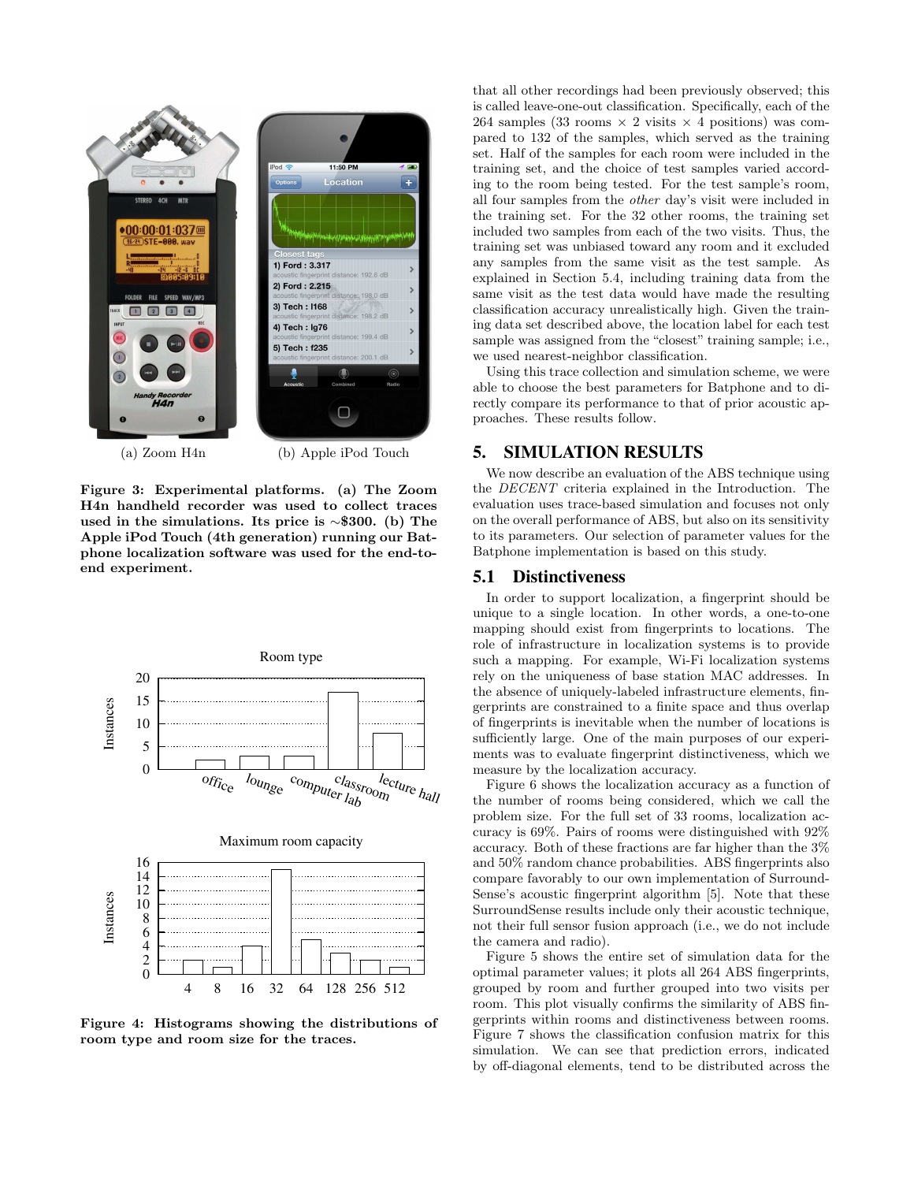(a) Zoom H4n

(b) Apple iPod Touch

**Figure 3: Experimental platforms. (a) The Zoom H4n handheld recorder was used to collect traces used in the simulations. Its price is ∼\$300. (b) The Apple iPod Touch (4th generation) running our Batphone localization software was used for the end-to-end experiment.**

**Figure 4: Histograms showing the distributions of room type and room size for the traces.**

that all other recordings had been previously observed; this is called leave-one-out classification. Specifically, each of the 264 samples (33 rooms × 2 visits × 4 positions) was compared to 132 of the samples, which served as the training set. Half of the samples for each room were included in the training set, and the choice of test samples varied according to the room being tested. For the test sample's room, all four samples from the *other* day's visit were included in the training set. For the 32 other rooms, the training set included two samples from each of the two visits. Thus, the training set was unbiased toward any room and it excluded any samples from the same visit as the test sample. As explained in Section 5.4, including training data from the same visit as the test data would have made the resulting classification accuracy unrealistically high. Given the training data set described above, the location label for each test sample was assigned from the "closest" training sample; i.e., we used nearest-neighbor classification.

Using this trace collection and simulation scheme, we were able to choose the best parameters for Batphone and to directly compare its performance to that of prior acoustic approaches. These results follow.

## 5. SIMULATION RESULTS

We now describe an evaluation of the ABS technique using the *DECENT* criteria explained in the Introduction. The evaluation uses trace-based simulation and focuses not only on the overall performance of ABS, but also on its sensitivity to its parameters. Our selection of parameter values for the Batphone implementation is based on this study.

### 5.1 Distinctiveness

In order to support localization, a fingerprint should be unique to a single location. In other words, a one-to-one mapping should exist from fingerprints to locations. The role of infrastructure in localization systems is to provide such a mapping. For example, Wi-Fi localization systems rely on the uniqueness of base station MAC addresses. In the absence of uniquely-labeled infrastructure elements, fingerprints are constrained to a finite space and thus overlap of fingerprints is inevitable when the number of locations is sufficiently large. One of the main purposes of our experiments was to evaluate fingerprint distinctiveness, which we measure by the localization accuracy.

Figure 6 shows the localization accuracy as a function of the number of rooms being considered, which we call the problem size. For the full set of 33 rooms, localization accuracy is 69%. Pairs of rooms were distinguished with 92% accuracy. Both of these fractions are far higher than the 3% and 50% random chance probabilities. ABS fingerprints also compare favorably to our own implementation of SurroundSense's acoustic fingerprint algorithm [5]. Note that these SurroundSense results include only their acoustic technique, not their full sensor fusion approach (i.e., we do not include the camera and radio).

Figure 5 shows the entire set of simulation data for the optimal parameter values; it plots all 264 ABS fingerprints, grouped by room and further grouped into two visits per room. This plot visually confirms the similarity of ABS fingerprints within rooms and distinctiveness between rooms. Figure 7 shows the classification confusion matrix for this simulation. We can see that prediction errors, indicated by off-diagonal elements, tend to be distributed across the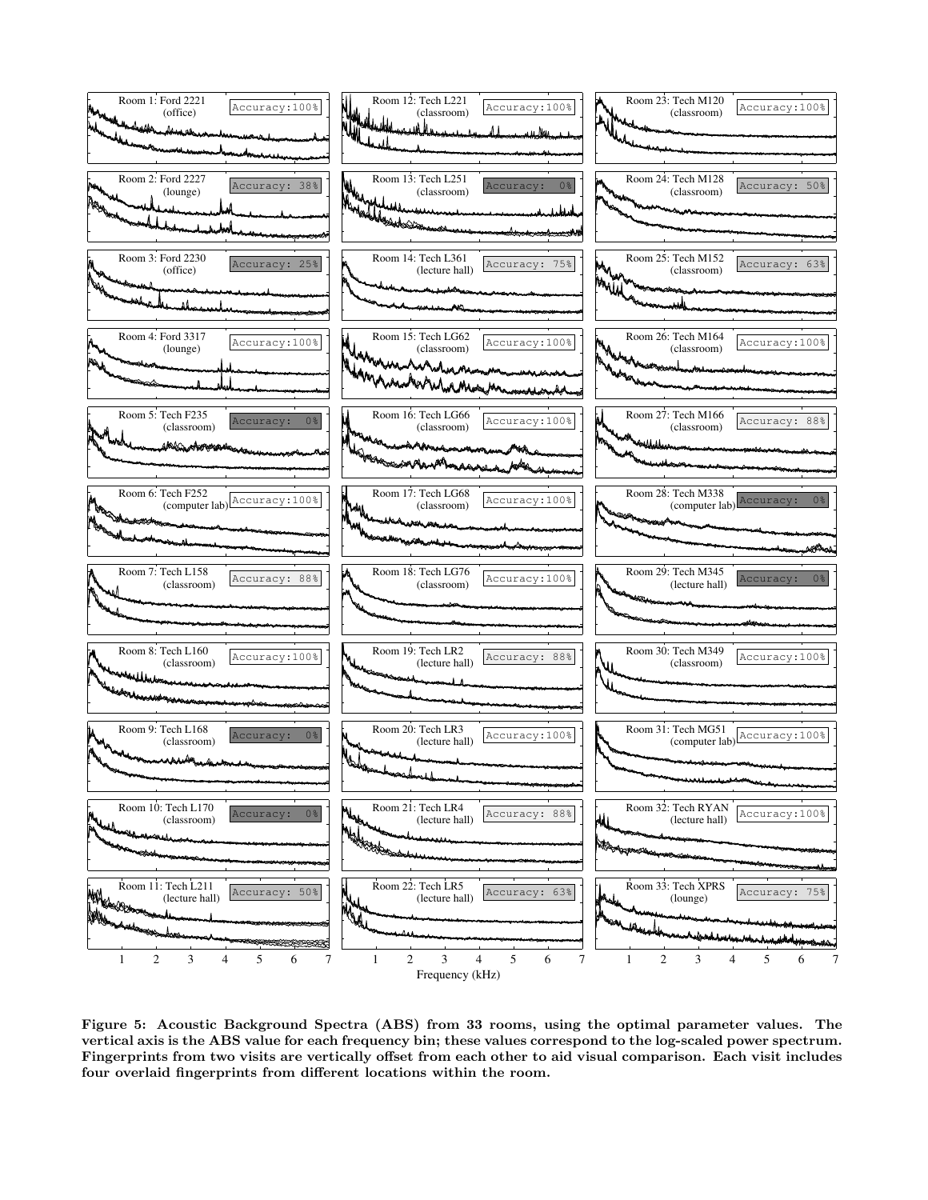Figure 5: Acoustic Background Spectra (ABS) from 33 rooms, using the optimal parameter values. The vertical axis is the ABS value for each frequency bin; these values correspond to the log-scaled power spectrum. Fingerprints from two visits are vertically offset from each other to aid visual comparison. Each visit includes four overlaid fingerprints from different locations within the room.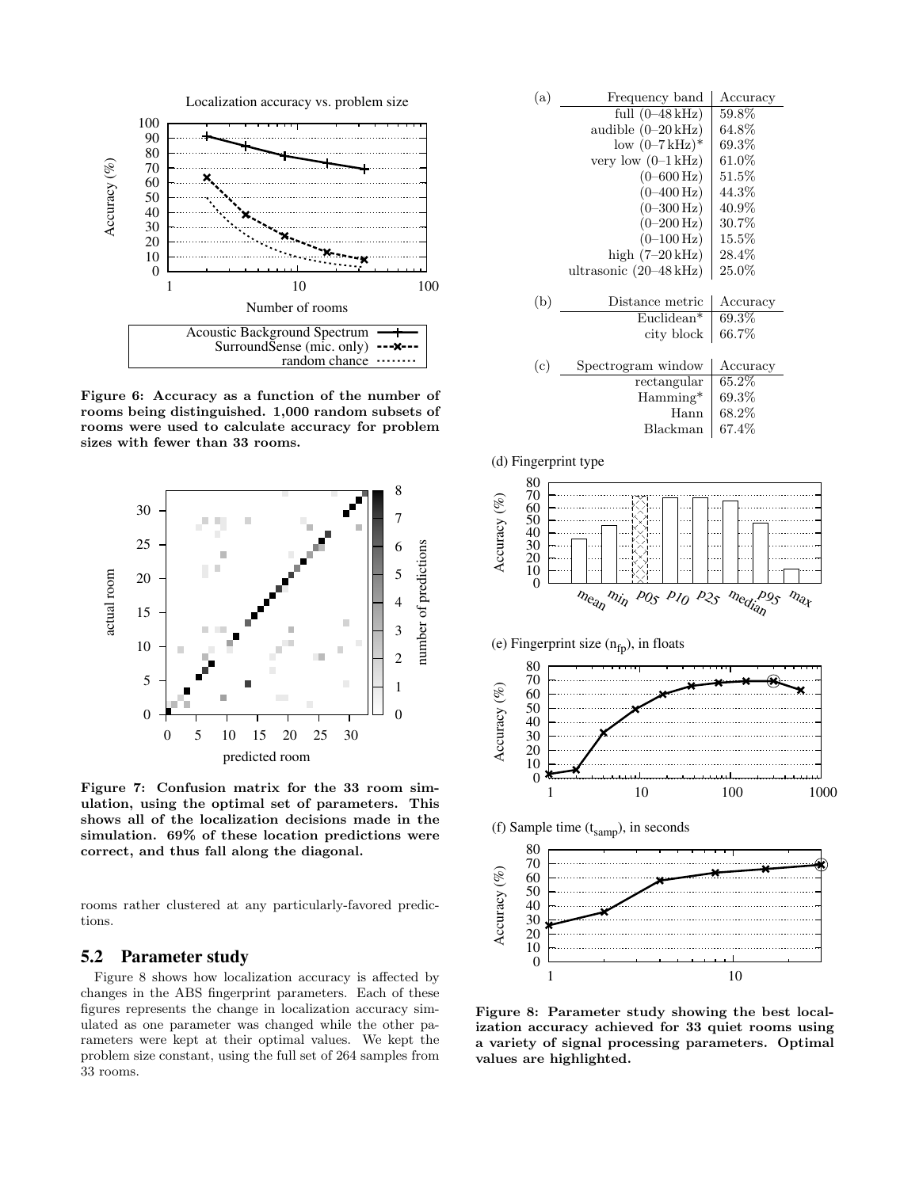Figure 6: Accuracy as a function of the number of rooms being distinguished. 1,000 random subsets of rooms were used to calculate accuracy for problem sizes with fewer than 33 rooms.

Figure 7: Confusion matrix for the 33 room simulation, using the optimal set of parameters. This shows all of the localization decisions made in the simulation. 69% of these location predictions were correct, and thus fall along the diagonal.

rooms rather clustered at any particularly-favored predictions.

## 5.2 Parameter study

Figure 8 shows how localization accuracy is affected by changes in the ABS fingerprint parameters. Each of these figures represents the change in localization accuracy simulated as one parameter was changed while the other parameters were kept at their optimal values. We kept the problem size constant, using the full set of 264 samples from 33 rooms.

(a)

| Frequency band | Accuracy |
|---|---|
| full (0–48 kHz) | 59.8% |
| audible (0–20 kHz) | 64.8% |
| low (0–7 kHz)* | 69.3% |
| very low (0–1 kHz) | 61.0% |
| (0–600 Hz) | 51.5% |
| (0–400 Hz) | 44.3% |
| (0–300 Hz) | 40.9% |
| (0–200 Hz) | 30.7% |
| (0–100 Hz) | 15.5% |
| high (7–20 kHz) | 28.4% |
| ultrasonic (20–48 kHz) | 25.0% |

(b)

| Distance metric | Accuracy |
|---|---|
| Euclidean* | 69.3% |
| city block | 66.7% |

(c)

| Spectrogram window | Accuracy |
|---|---|
| rectangular | 65.2% |
| Hamming* | 69.3% |
| Hann | 68.2% |
| Blackman | 67.4% |

(d) Fingerprint type

(e) Fingerprint size ($n_{fp}$), in floats

(f) Sample time ($t_{samp}$), in seconds

Figure 8: Parameter study showing the best localization accuracy achieved for 33 quiet rooms using a variety of signal processing parameters. Optimal values are highlighted.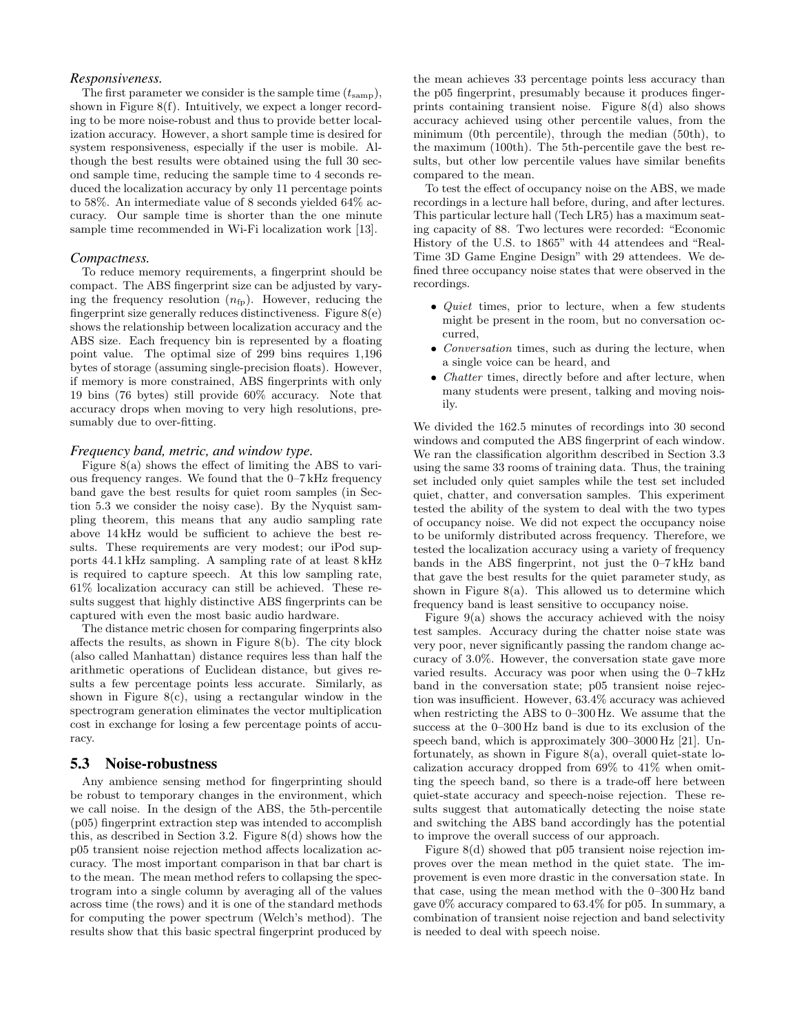#### *Responsiveness.*

The first parameter we consider is the sample time ($t_{\text{samp}}$), shown in Figure 8(f). Intuitively, we expect a longer recording to be more noise-robust and thus to provide better localization accuracy. However, a short sample time is desired for system responsiveness, especially if the user is mobile. Although the best results were obtained using the full 30 second sample time, reducing the sample time to 4 seconds reduced the localization accuracy by only 11 percentage points to 58%. An intermediate value of 8 seconds yielded 64% accuracy. Our sample time is shorter than the one minute sample time recommended in Wi-Fi localization work [13].

#### *Compactness.*

To reduce memory requirements, a fingerprint should be compact. The ABS fingerprint size can be adjusted by varying the frequency resolution ($n_{\text{fp}}$). However, reducing the fingerprint size generally reduces distinctiveness. Figure 8(e) shows the relationship between localization accuracy and the ABS size. Each frequency bin is represented by a floating point value. The optimal size of 299 bins requires 1,196 bytes of storage (assuming single-precision floats). However, if memory is more constrained, ABS fingerprints with only 19 bins (76 bytes) still provide 60% accuracy. Note that accuracy drops when moving to very high resolutions, presumably due to over-fitting.

#### *Frequency band, metric, and window type.*

Figure 8(a) shows the effect of limiting the ABS to various frequency ranges. We found that the 0–7 kHz frequency band gave the best results for quiet room samples (in Section 5.3 we consider the noisy case). By the Nyquist sampling theorem, this means that any audio sampling rate above 14 kHz would be sufficient to achieve the best results. These requirements are very modest; our iPod supports 44.1 kHz sampling. A sampling rate of at least 8 kHz is required to capture speech. At this low sampling rate, 61% localization accuracy can still be achieved. These results suggest that highly distinctive ABS fingerprints can be captured with even the most basic audio hardware.

The distance metric chosen for comparing fingerprints also affects the results, as shown in Figure 8(b). The city block (also called Manhattan) distance requires less than half the arithmetic operations of Euclidean distance, but gives results a few percentage points less accurate. Similarly, as shown in Figure 8(c), using a rectangular window in the spectrogram generation eliminates the vector multiplication cost in exchange for losing a few percentage points of accuracy.

## 5.3 Noise-robustness

Any ambience sensing method for fingerprinting should be robust to temporary changes in the environment, which we call noise. In the design of the ABS, the 5th-percentile (p05) fingerprint extraction step was intended to accomplish this, as described in Section 3.2. Figure 8(d) shows how the p05 transient noise rejection method affects localization accuracy. The most important comparison in that bar chart is to the mean. The mean method refers to collapsing the spectrogram into a single column by averaging all of the values across time (the rows) and it is one of the standard methods for computing the power spectrum (Welch's method). The results show that this basic spectral fingerprint produced by the mean achieves 33 percentage points less accuracy than the p05 fingerprint, presumably because it produces fingerprints containing transient noise. Figure 8(d) also shows accuracy achieved using other percentile values, from the minimum (0th percentile), through the median (50th), to the maximum (100th). The 5th-percentile gave the best results, but other low percentile values have similar benefits compared to the mean.

To test the effect of occupancy noise on the ABS, we made recordings in a lecture hall before, during, and after lectures. This particular lecture hall (Tech LR5) has a maximum seating capacity of 88. Two lectures were recorded: "Economic History of the U.S. to 1865" with 44 attendees and "Real-Time 3D Game Engine Design" with 29 attendees. We defined three occupancy noise states that were observed in the recordings.

- *Quiet* times, prior to lecture, when a few students might be present in the room, but no conversation occurred,
- *Conversation* times, such as during the lecture, when a single voice can be heard, and
- *Chatter* times, directly before and after lecture, when many students were present, talking and moving noisily.

We divided the 162.5 minutes of recordings into 30 second windows and computed the ABS fingerprint of each window. We ran the classification algorithm described in Section 3.3 using the same 33 rooms of training data. Thus, the training set included only quiet samples while the test set included quiet, chatter, and conversation samples. This experiment tested the ability of the system to deal with the two types of occupancy noise. We did not expect the occupancy noise to be uniformly distributed across frequency. Therefore, we tested the localization accuracy using a variety of frequency bands in the ABS fingerprint, not just the 0–7 kHz band that gave the best results for the quiet parameter study, as shown in Figure 8(a). This allowed us to determine which frequency band is least sensitive to occupancy noise.

Figure 9(a) shows the accuracy achieved with the noisy test samples. Accuracy during the chatter noise state was very poor, never significantly passing the random change accuracy of 3.0%. However, the conversation state gave more varied results. Accuracy was poor when using the 0–7 kHz band in the conversation state; p05 transient noise rejection was insufficient. However, 63.4% accuracy was achieved when restricting the ABS to 0–300 Hz. We assume that the success at the 0–300 Hz band is due to its exclusion of the speech band, which is approximately 300–3000 Hz [21]. Unfortunately, as shown in Figure 8(a), overall quiet-state localization accuracy dropped from 69% to 41% when omitting the speech band, so there is a trade-off here between quiet-state accuracy and speech-noise rejection. These results suggest that automatically detecting the noise state and switching the ABS band accordingly has the potential to improve the overall success of our approach.

Figure 8(d) showed that p05 transient noise rejection improves over the mean method in the quiet state. The improvement is even more drastic in the conversation state. In that case, using the mean method with the 0–300 Hz band gave 0% accuracy compared to 63.4% for p05. In summary, a combination of transient noise rejection and band selectivity is needed to deal with speech noise.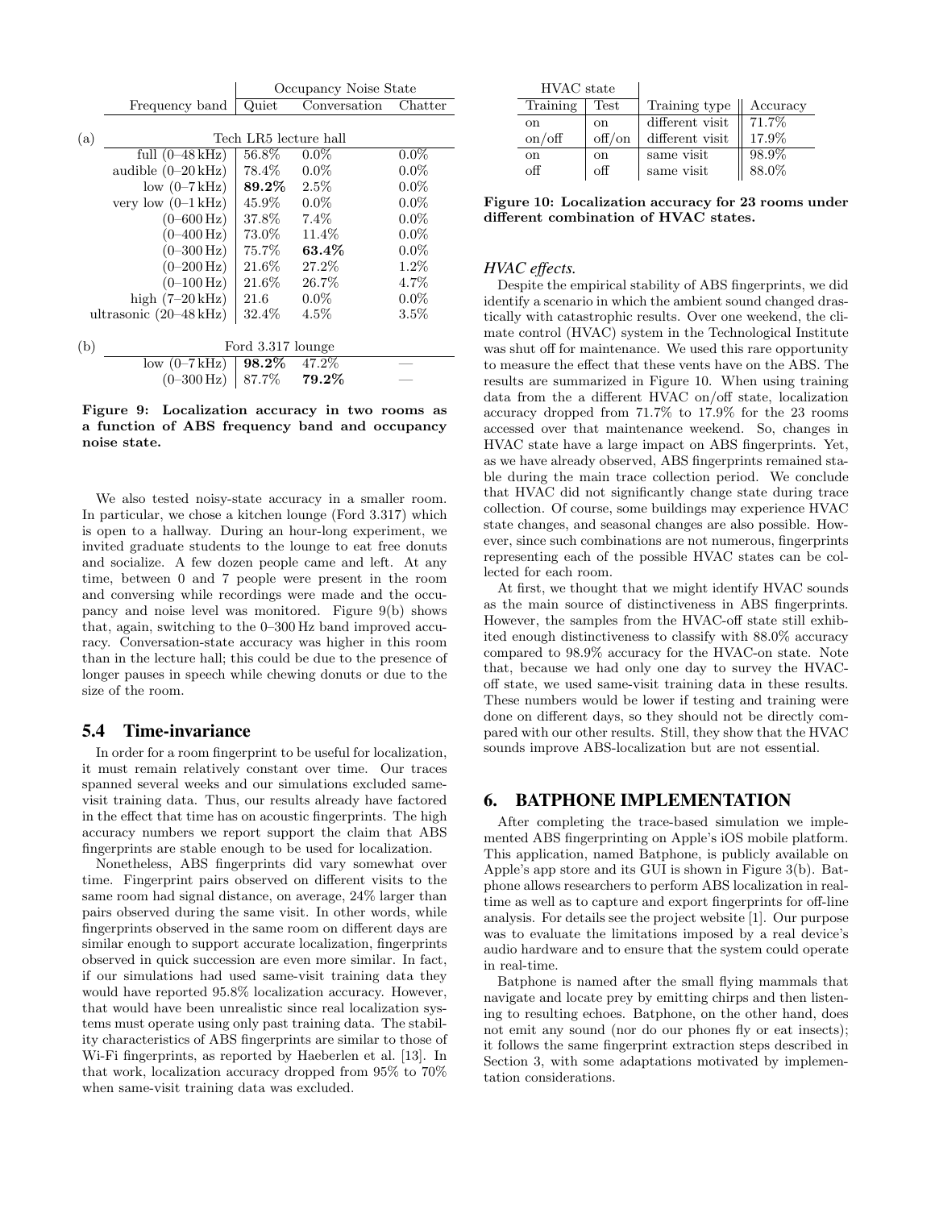| | Frequency band | Occupancy Noise State | | |
|---|---|---|---|---|
| | | Quiet | Conversation | Chatter |
| (a) | | Tech LR5 lecture hall | | |
| | full (0–48 kHz) | 56.8% | 0.0% | 0.0% |
| | audible (0–20 kHz) | 78.4% | 0.0% | 0.0% |
| | low (0–7 kHz) | **89.2%** | 2.5% | 0.0% |
| | very low (0–1 kHz) | 45.9% | 0.0% | 0.0% |
| | (0–600 Hz) | 37.8% | 7.4% | 0.0% |
| | (0–400 Hz) | 73.0% | 11.4% | 0.0% |
| | (0–300 Hz) | 75.7% | **63.4%** | 0.0% |
| | (0–200 Hz) | 21.6% | 27.2% | 1.2% |
| | (0–100 Hz) | 21.6% | 26.7% | 4.7% |
| | high (7–20 kHz) | 21.6 | 0.0% | 0.0% |
| | ultrasonic (20–48 kHz) | 32.4% | 4.5% | 3.5% |
| (b) | | Ford 3.317 lounge | | |
| | low (0–7 kHz) | **98.2%** | 47.2% | — |
| | (0–300 Hz) | 87.7% | **79.2%** | — |

**Figure 9: Localization accuracy in two rooms as a function of ABS frequency band and occupancy noise state.**

We also tested noisy-state accuracy in a smaller room. In particular, we chose a kitchen lounge (Ford 3.317) which is open to a hallway. During an hour-long experiment, we invited graduate students to the lounge to eat free donuts and socialize. A few dozen people came and left. At any time, between 0 and 7 people were present in the room and conversing while recordings were made and the occupancy and noise level was monitored. Figure 9(b) shows that, again, switching to the 0–300 Hz band improved accuracy. Conversation-state accuracy was higher in this room than in the lecture hall; this could be due to the presence of longer pauses in speech while chewing donuts or due to the size of the room.

## 5.4 Time-invariance

In order for a room fingerprint to be useful for localization, it must remain relatively constant over time. Our traces spanned several weeks and our simulations excluded same-visit training data. Thus, our results already have factored in the effect that time has on acoustic fingerprints. The high accuracy numbers we report support the claim that ABS fingerprints are stable enough to be used for localization.

Nonetheless, ABS fingerprints did vary somewhat over time. Fingerprint pairs observed on different visits to the same room had signal distance, on average, 24% larger than pairs observed during the same visit. In other words, while fingerprints observed in the same room on different days are similar enough to support accurate localization, fingerprints observed in quick succession are even more similar. In fact, if our simulations had used same-visit training data they would have reported 95.8% localization accuracy. However, that would have been unrealistic since real localization systems must operate using only past training data. The stability characteristics of ABS fingerprints are similar to those of Wi-Fi fingerprints, as reported by Haeberlen et al. [13]. In that work, localization accuracy dropped from 95% to 70% when same-visit training data was excluded.

| HVAC state | | | |
|---|---|---|---|
| Training | Test | Training type | Accuracy |
| on | on | different visit | 71.7% |
| on/off | off/on | different visit | 17.9% |
| on | on | same visit | 98.9% |
| off | off | same visit | 88.0% |

**Figure 10: Localization accuracy for 23 rooms under different combination of HVAC states.**

*HVAC effects.*

Despite the empirical stability of ABS fingerprints, we did identify a scenario in which the ambient sound changed drastically with catastrophic results. Over one weekend, the climate control (HVAC) system in the Technological Institute was shut off for maintenance. We used this rare opportunity to measure the effect that these vents have on the ABS. The results are summarized in Figure 10. When using training data from the a different HVAC on/off state, localization accuracy dropped from 71.7% to 17.9% for the 23 rooms accessed over that maintenance weekend. So, changes in HVAC state have a large impact on ABS fingerprints. Yet, as we have already observed, ABS fingerprints remained stable during the main trace collection period. We conclude that HVAC did not significantly change state during trace collection. Of course, some buildings may experience HVAC state changes, and seasonal changes are also possible. However, since such combinations are not numerous, fingerprints representing each of the possible HVAC states can be collected for each room.

At first, we thought that we might identify HVAC sounds as the main source of distinctiveness in ABS fingerprints. However, the samples from the HVAC-off state still exhibited enough distinctiveness to classify with 88.0% accuracy compared to 98.9% accuracy for the HVAC-on state. Note that, because we had only one day to survey the HVAC-off state, we used same-visit training data in these results. These numbers would be lower if testing and training were done on different days, so they should not be directly compared with our other results. Still, they show that the HVAC sounds improve ABS-localization but are not essential.

# 6. BATPHONE IMPLEMENTATION

After completing the trace-based simulation we implemented ABS fingerprinting on Apple's iOS mobile platform. This application, named Batphone, is publicly available on Apple's app store and its GUI is shown in Figure 3(b). Batphone allows researchers to perform ABS localization in real-time as well as to capture and export fingerprints for off-line analysis. For details see the project website [1]. Our purpose was to evaluate the limitations imposed by a real device's audio hardware and to ensure that the system could operate in real-time.

Batphone is named after the small flying mammals that navigate and locate prey by emitting chirps and then listening to resulting echoes. Batphone, on the other hand, does not emit any sound (nor do our phones fly or eat insects); it follows the same fingerprint extraction steps described in Section 3, with some adaptations motivated by implementation considerations.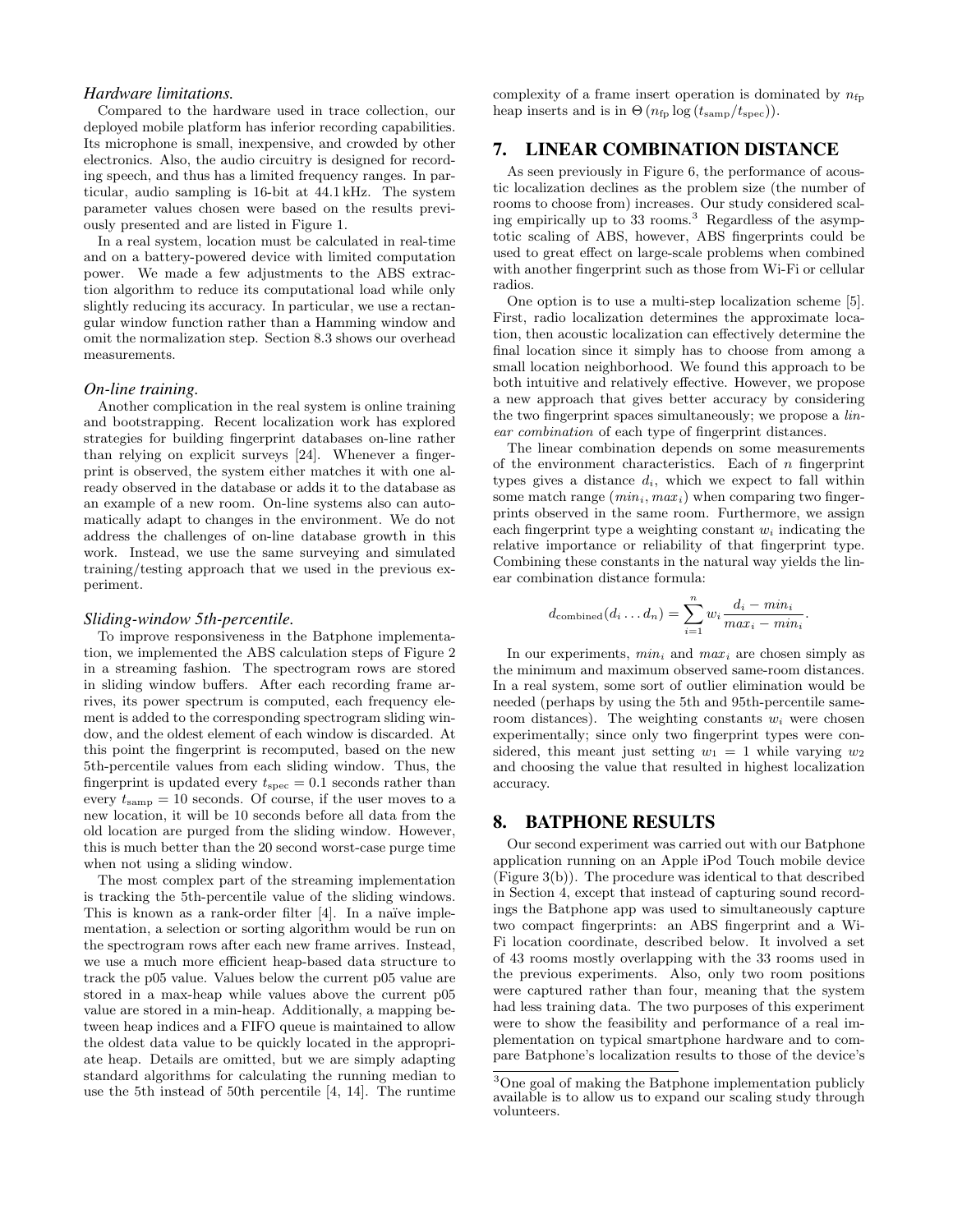### *Hardware limitations.*

Compared to the hardware used in trace collection, our deployed mobile platform has inferior recording capabilities. Its microphone is small, inexpensive, and crowded by other electronics. Also, the audio circuitry is designed for recording speech, and thus has a limited frequency ranges. In particular, audio sampling is 16-bit at 44.1 kHz. The system parameter values chosen were based on the results previously presented and are listed in Figure 1.

In a real system, location must be calculated in real-time and on a battery-powered device with limited computation power. We made a few adjustments to the ABS extraction algorithm to reduce its computational load while only slightly reducing its accuracy. In particular, we use a rectangular window function rather than a Hamming window and omit the normalization step. Section 8.3 shows our overhead measurements.

### *On-line training.*

Another complication in the real system is online training and bootstrapping. Recent localization work has explored strategies for building fingerprint databases on-line rather than relying on explicit surveys [24]. Whenever a fingerprint is observed, the system either matches it with one already observed in the database or adds it to the database as an example of a new room. On-line systems also can automatically adapt to changes in the environment. We do not address the challenges of on-line database growth in this work. Instead, we use the same surveying and simulated training/testing approach that we used in the previous experiment.

### *Sliding-window 5th-percentile.*

To improve responsiveness in the Batphone implementation, we implemented the ABS calculation steps of Figure 2 in a streaming fashion. The spectrogram rows are stored in sliding window buffers. After each recording frame arrives, its power spectrum is computed, each frequency element is added to the corresponding spectrogram sliding window, and the oldest element of each window is discarded. At this point the fingerprint is recomputed, based on the new 5th-percentile values from each sliding window. Thus, the fingerprint is updated every $t_{\text{spec}} = 0.1$ seconds rather than every $t_{\text{samp}} = 10$ seconds. Of course, if the user moves to a new location, it will be 10 seconds before all data from the old location are purged from the sliding window. However, this is much better than the 20 second worst-case purge time when not using a sliding window.

The most complex part of the streaming implementation is tracking the 5th-percentile value of the sliding windows. This is known as a rank-order filter [4]. In a naïve implementation, a selection or sorting algorithm would be run on the spectrogram rows after each new frame arrives. Instead, we use a much more efficient heap-based data structure to track the p05 value. Values below the current p05 value are stored in a max-heap while values above the current p05 value are stored in a min-heap. Additionally, a mapping between heap indices and a FIFO queue is maintained to allow the oldest data value to be quickly located in the appropriate heap. Details are omitted, but we are simply adapting standard algorithms for calculating the running median to use the 5th instead of 50th percentile [4, 14]. The runtime complexity of a frame insert operation is dominated by $n_{\text{fp}}$ heap inserts and is in $\Theta\left(n_{\text{fp}} \log\left(t_{\text{samp}}/t_{\text{spec}}\right)\right)$.

## 7. LINEAR COMBINATION DISTANCE

As seen previously in Figure 6, the performance of acoustic localization declines as the problem size (the number of rooms to choose from) increases. Our study considered scaling empirically up to 33 rooms.[3] Regardless of the asymptotic scaling of ABS, however, ABS fingerprints could be used to great effect on large-scale problems when combined with another fingerprint such as those from Wi-Fi or cellular radios.

One option is to use a multi-step localization scheme [5]. First, radio localization determines the approximate location, then acoustic localization can effectively determine the final location since it simply has to choose from among a small location neighborhood. We found this approach to be both intuitive and relatively effective. However, we propose a new approach that gives better accuracy by considering the two fingerprint spaces simultaneously; we propose a *linear combination* of each type of fingerprint distances.

The linear combination depends on some measurements of the environment characteristics. Each of $n$ fingerprint types gives a distance $d_i$, which we expect to fall within some match range $(min_i, max_i)$ when comparing two fingerprints observed in the same room. Furthermore, we assign each fingerprint type a weighting constant $w_i$ indicating the relative importance or reliability of that fingerprint type. Combining these constants in the natural way yields the linear combination distance formula:

$$d_{\text{combined}}(d_i \dots d_n) = \sum_{i=1}^{n} w_i \frac{d_i - min_i}{max_i - min_i}.$$

In our experiments, $min_i$ and $max_i$ are chosen simply as the minimum and maximum observed same-room distances. In a real system, some sort of outlier elimination would be needed (perhaps by using the 5th and 95th-percentile same-room distances). The weighting constants $w_i$ were chosen experimentally; since only two fingerprint types were considered, this meant just setting $w_1 = 1$ while varying $w_2$ and choosing the value that resulted in highest localization accuracy.

## 8. BATPHONE RESULTS

Our second experiment was carried out with our Batphone application running on an Apple iPod Touch mobile device (Figure 3(b)). The procedure was identical to that described in Section 4, except that instead of capturing sound recordings the Batphone app was used to simultaneously capture two compact fingerprints: an ABS fingerprint and a Wi-Fi location coordinate, described below. It involved a set of 43 rooms mostly overlapping with the 33 rooms used in the previous experiments. Also, only two room positions were captured rather than four, meaning that the system had less training data. The two purposes of this experiment were to show the feasibility and performance of a real implementation on typical smartphone hardware and to compare Batphone's localization results to those of the device's

[3] One goal of making the Batphone implementation publicly available is to allow us to expand our scaling study through volunteers.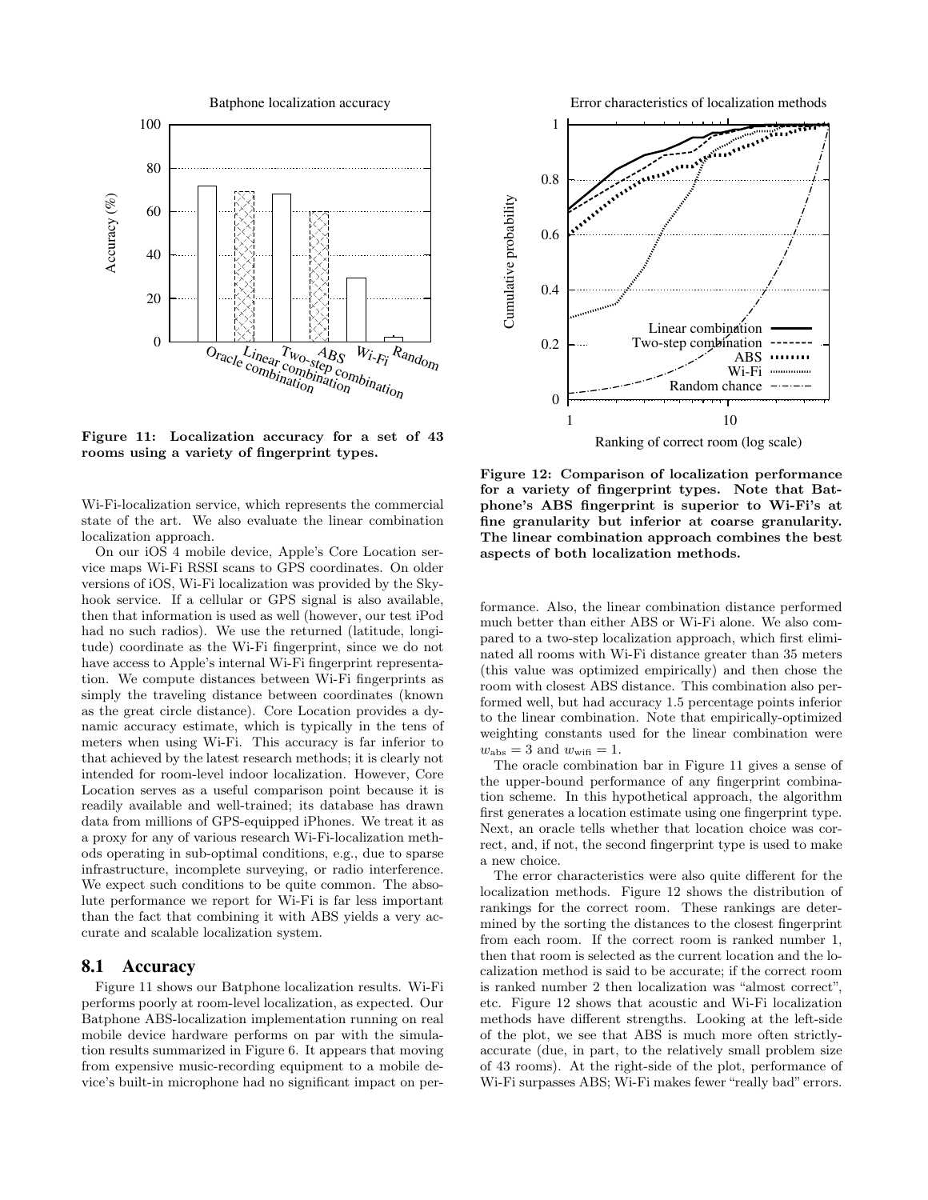Figure 11: Localization accuracy for a set of 43 rooms using a variety of fingerprint types.

Figure 12: Comparison of localization performance for a variety of fingerprint types. Note that Batphone's ABS fingerprint is superior to Wi-Fi's at fine granularity but inferior at coarse granularity. The linear combination approach combines the best aspects of both localization methods.

Wi-Fi-localization service, which represents the commercial state of the art. We also evaluate the linear combination localization approach.

On our iOS 4 mobile device, Apple's Core Location service maps Wi-Fi RSSI scans to GPS coordinates. On older versions of iOS, Wi-Fi localization was provided by the Skyhook service. If a cellular or GPS signal is also available, then that information is used as well (however, our test iPod had no such radios). We use the returned (latitude, longitude) coordinate as the Wi-Fi fingerprint, since we do not have access to Apple's internal Wi-Fi fingerprint representation. We compute distances between Wi-Fi fingerprints as simply the traveling distance between coordinates (known as the great circle distance). Core Location provides a dynamic accuracy estimate, which is typically in the tens of meters when using Wi-Fi. This accuracy is far inferior to that achieved by the latest research methods; it is clearly not intended for room-level indoor localization. However, Core Location serves as a useful comparison point because it is readily available and well-trained; its database has drawn data from millions of GPS-equipped iPhones. We treat it as a proxy for any of various research Wi-Fi-localization methods operating in sub-optimal conditions, e.g., due to sparse infrastructure, incomplete surveying, or radio interference. We expect such conditions to be quite common. The absolute performance we report for Wi-Fi is far less important than the fact that combining it with ABS yields a very accurate and scalable localization system.

## 8.1 Accuracy

Figure 11 shows our Batphone localization results. Wi-Fi performs poorly at room-level localization, as expected. Our Batphone ABS-localization implementation running on real mobile device hardware performs on par with the simulation results summarized in Figure 6. It appears that moving from expensive music-recording equipment to a mobile device's built-in microphone had no significant impact on performance. Also, the linear combination distance performed much better than either ABS or Wi-Fi alone. We also compared to a two-step localization approach, which first eliminated all rooms with Wi-Fi distance greater than 35 meters (this value was optimized empirically) and then chose the room with closest ABS distance. This combination also performed well, but had accuracy 1.5 percentage points inferior to the linear combination. Note that empirically-optimized weighting constants used for the linear combination were $w_{\text{abs}} = 3$ and $w_{\text{wifi}} = 1$.

The oracle combination bar in Figure 11 gives a sense of the upper-bound performance of any fingerprint combination scheme. In this hypothetical approach, the algorithm first generates a location estimate using one fingerprint type. Next, an oracle tells whether that location choice was correct, and, if not, the second fingerprint type is used to make a new choice.

The error characteristics were also quite different for the localization methods. Figure 12 shows the distribution of rankings for the correct room. These rankings are determined by the sorting the distances to the closest fingerprint from each room. If the correct room is ranked number 1, then that room is selected as the current location and the localization method is said to be accurate; if the correct room is ranked number 2 then localization was "almost correct", etc. Figure 12 shows that acoustic and Wi-Fi localization methods have different strengths. Looking at the left-side of the plot, we see that ABS is much more often strictly-accurate (due, in part, to the relatively small problem size of 43 rooms). At the right-side of the plot, performance of Wi-Fi surpasses ABS; Wi-Fi makes fewer "really bad" errors.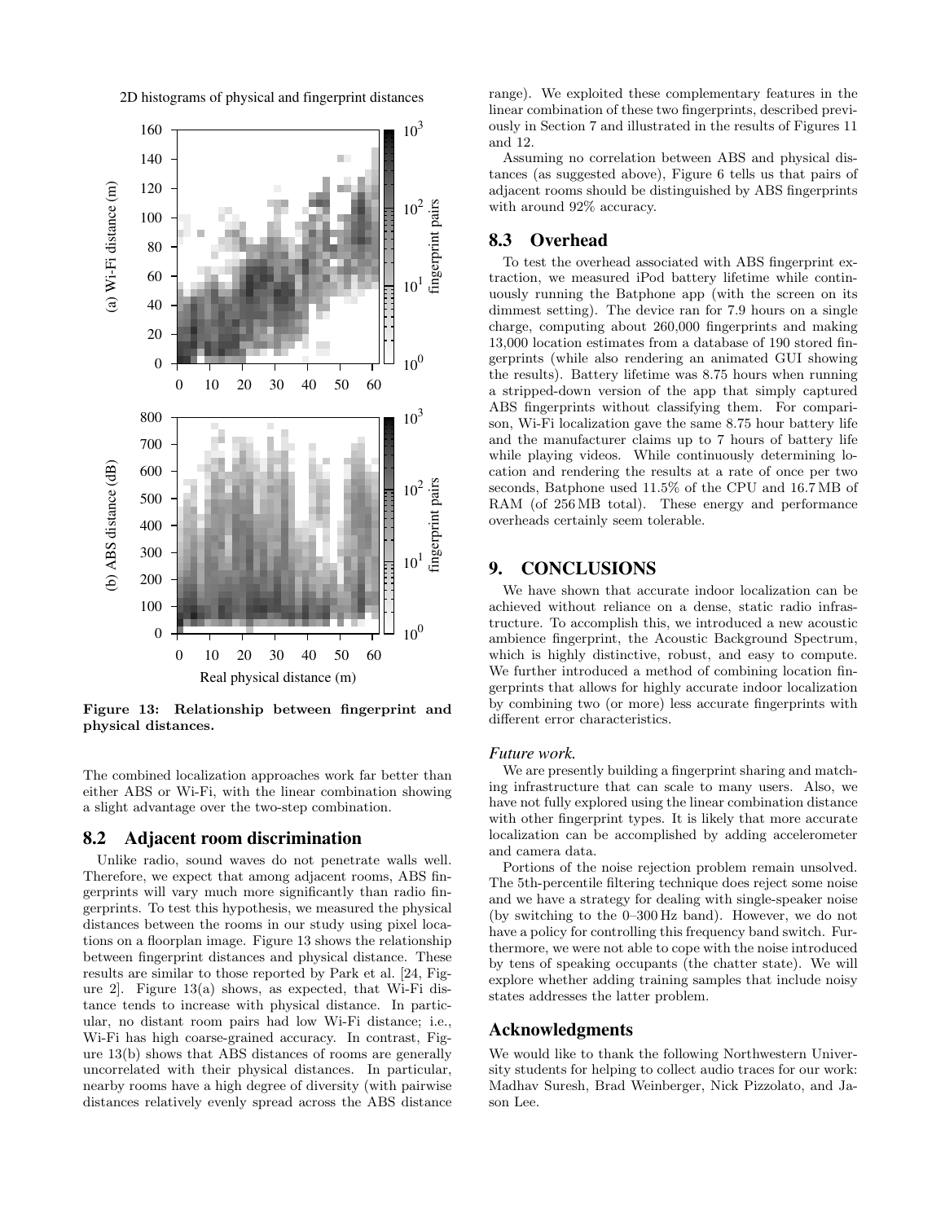2D histograms of physical and fingerprint distances

Figure 13: Relationship between fingerprint and physical distances.

The combined localization approaches work far better than either ABS or Wi-Fi, with the linear combination showing a slight advantage over the two-step combination.

## 8.2 Adjacent room discrimination

Unlike radio, sound waves do not penetrate walls well. Therefore, we expect that among adjacent rooms, ABS fingerprints will vary much more significantly than radio fingerprints. To test this hypothesis, we measured the physical distances between the rooms in our study using pixel locations on a floorplan image. Figure 13 shows the relationship between fingerprint distances and physical distance. These results are similar to those reported by Park et al. [24, Figure 2]. Figure 13(a) shows, as expected, that Wi-Fi distance tends to increase with physical distance. In particular, no distant room pairs had low Wi-Fi distance; i.e., Wi-Fi has high coarse-grained accuracy. In contrast, Figure 13(b) shows that ABS distances of rooms are generally uncorrelated with their physical distances. In particular, nearby rooms have a high degree of diversity (with pairwise distances relatively evenly spread across the ABS distance range). We exploited these complementary features in the linear combination of these two fingerprints, described previously in Section 7 and illustrated in the results of Figures 11 and 12.

Assuming no correlation between ABS and physical distances (as suggested above), Figure 6 tells us that pairs of adjacent rooms should be distinguished by ABS fingerprints with around 92% accuracy.

## 8.3 Overhead

To test the overhead associated with ABS fingerprint extraction, we measured iPod battery lifetime while continuously running the Batphone app (with the screen on its dimmest setting). The device ran for 7.9 hours on a single charge, computing about 260,000 fingerprints and making 13,000 location estimates from a database of 190 stored fingerprints (while also rendering an animated GUI showing the results). Battery lifetime was 8.75 hours when running a stripped-down version of the app that simply captured ABS fingerprints without classifying them. For comparison, Wi-Fi localization gave the same 8.75 hour battery life and the manufacturer claims up to 7 hours of battery life while playing videos. While continuously determining location and rendering the results at a rate of once per two seconds, Batphone used 11.5% of the CPU and 16.7 MB of RAM (of 256 MB total). These energy and performance overheads certainly seem tolerable.

# 9. CONCLUSIONS

We have shown that accurate indoor localization can be achieved without reliance on a dense, static radio infrastructure. To accomplish this, we introduced a new acoustic ambience fingerprint, the Acoustic Background Spectrum, which is highly distinctive, robust, and easy to compute. We further introduced a method of combining location fingerprints that allows for highly accurate indoor localization by combining two (or more) less accurate fingerprints with different error characteristics.

### *Future work.*

We are presently building a fingerprint sharing and matching infrastructure that can scale to many users. Also, we have not fully explored using the linear combination distance with other fingerprint types. It is likely that more accurate localization can be accomplished by adding accelerometer and camera data.

Portions of the noise rejection problem remain unsolved. The 5th-percentile filtering technique does reject some noise and we have a strategy for dealing with single-speaker noise (by switching to the 0–300 Hz band). However, we do not have a policy for controlling this frequency band switch. Furthermore, we were not able to cope with the noise introduced by tens of speaking occupants (the chatter state). We will explore whether adding training samples that include noisy states addresses the latter problem.

## Acknowledgments

We would like to thank the following Northwestern University students for helping to collect audio traces for our work: Madhav Suresh, Brad Weinberger, Nick Pizzolato, and Jason Lee.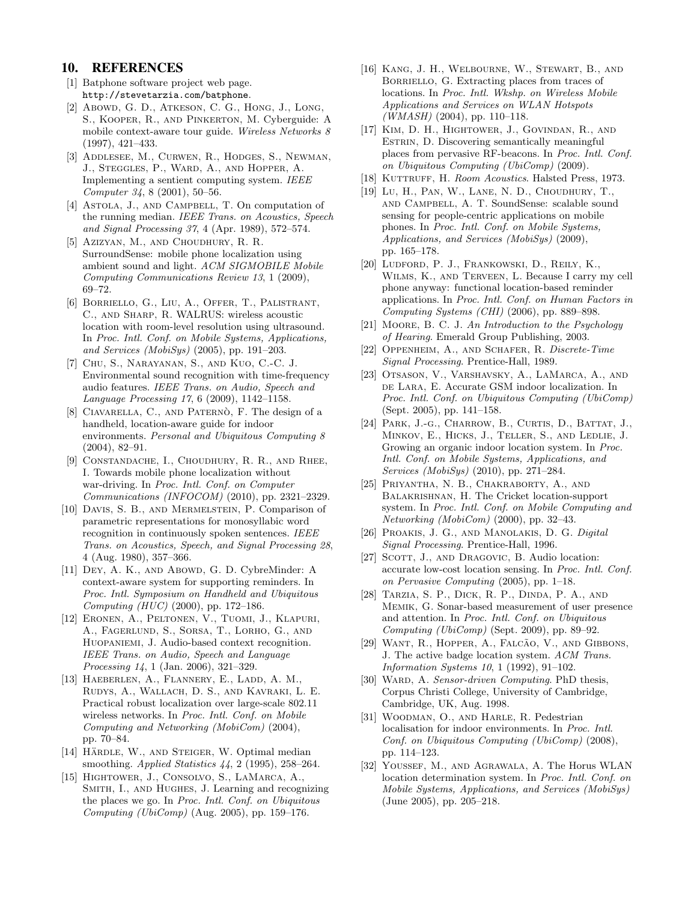## 10. REFERENCES

[1] Batphone software project web page. http://stevetarzia.com/batphone.

[2] Abowd, G. D., Atkeson, C. G., Hong, J., Long, S., Kooper, R., and Pinkerton, M. Cyberguide: A mobile context-aware tour guide. *Wireless Networks 8* (1997), 421–433.

[3] Addlesee, M., Curwen, R., Hodges, S., Newman, J., Steggles, P., Ward, A., and Hopper, A. Implementing a sentient computing system. *IEEE Computer 34*, 8 (2001), 50–56.

[4] Astola, J., and Campbell, T. On computation of the running median. *IEEE Trans. on Acoustics, Speech and Signal Processing 37*, 4 (Apr. 1989), 572–574.

[5] Azizyan, M., and Choudhury, R. R. SurroundSense: mobile phone localization using ambient sound and light. *ACM SIGMOBILE Mobile Computing Communications Review 13*, 1 (2009), 69–72.

[6] Borriello, G., Liu, A., Offer, T., Palistrant, C., and Sharp, R. WALRUS: wireless acoustic location with room-level resolution using ultrasound. In *Proc. Intl. Conf. on Mobile Systems, Applications, and Services (MobiSys)* (2005), pp. 191–203.

[7] Chu, S., Narayanan, S., and Kuo, C.-C. J. Environmental sound recognition with time-frequency audio features. *IEEE Trans. on Audio, Speech and Language Processing 17*, 6 (2009), 1142–1158.

[8] Ciavarella, C., and Paternò, F. The design of a handheld, location-aware guide for indoor environments. *Personal and Ubiquitous Computing 8* (2004), 82–91.

[9] Constandache, I., Choudhury, R. R., and Rhee, I. Towards mobile phone localization without war-driving. In *Proc. Intl. Conf. on Computer Communications (INFOCOM)* (2010), pp. 2321–2329.

[10] Davis, S. B., and Mermelstein, P. Comparison of parametric representations for monosyllabic word recognition in continuously spoken sentences. *IEEE Trans. on Acoustics, Speech, and Signal Processing 28*, 4 (Aug. 1980), 357–366.

[11] Dey, A. K., and Abowd, G. D. CybreMinder: A context-aware system for supporting reminders. In *Proc. Intl. Symposium on Handheld and Ubiquitous Computing (HUC)* (2000), pp. 172–186.

[12] Eronen, A., Peltonen, V., Tuomi, J., Klapuri, A., Fagerlund, S., Sorsa, T., Lorho, G., and Huopaniemi, J. Audio-based context recognition. *IEEE Trans. on Audio, Speech and Language Processing 14*, 1 (Jan. 2006), 321–329.

[13] Haeberlen, A., Flannery, E., Ladd, A. M., Rudys, A., Wallach, D. S., and Kavraki, L. E. Practical robust localization over large-scale 802.11 wireless networks. In *Proc. Intl. Conf. on Mobile Computing and Networking (MobiCom)* (2004), pp. 70–84.

[14] Härdle, W., and Steiger, W. Optimal median smoothing. *Applied Statistics 44*, 2 (1995), 258–264.

[15] Hightower, J., Consolvo, S., LaMarca, A., Smith, I., and Hughes, J. Learning and recognizing the places we go. In *Proc. Intl. Conf. on Ubiquitous Computing (UbiComp)* (Aug. 2005), pp. 159–176.

[16] Kang, J. H., Welbourne, W., Stewart, B., and Borriello, G. Extracting places from traces of locations. In *Proc. Intl. Wkshp. on Wireless Mobile Applications and Services on WLAN Hotspots (WMASH)* (2004), pp. 110–118.

[17] Kim, D. H., Hightower, J., Govindan, R., and Estrin, D. Discovering semantically meaningful places from pervasive RF-beacons. In *Proc. Intl. Conf. on Ubiquitous Computing (UbiComp)* (2009).

[18] Kuttruff, H. *Room Acoustics*. Halsted Press, 1973.

[19] Lu, H., Pan, W., Lane, N. D., Choudhury, T., and Campbell, A. T. SoundSense: scalable sound sensing for people-centric applications on mobile phones. In *Proc. Intl. Conf. on Mobile Systems, Applications, and Services (MobiSys)* (2009), pp. 165–178.

[20] Ludford, P. J., Frankowski, D., Reily, K., Wilms, K., and Terveen, L. Because I carry my cell phone anyway: functional location-based reminder applications. In *Proc. Intl. Conf. on Human Factors in Computing Systems (CHI)* (2006), pp. 889–898.

[21] Moore, B. C. J. *An Introduction to the Psychology of Hearing*. Emerald Group Publishing, 2003.

[22] Oppenheim, A., and Schafer, R. *Discrete-Time Signal Processing*. Prentice-Hall, 1989.

[23] Otsason, V., Varshavsky, A., LaMarca, A., and de Lara, E. Accurate GSM indoor localization. In *Proc. Intl. Conf. on Ubiquitous Computing (UbiComp)* (Sept. 2005), pp. 141–158.

[24] Park, J.-g., Charrow, B., Curtis, D., Battat, J., Minkov, E., Hicks, J., Teller, S., and Ledlie, J. Growing an organic indoor location system. In *Proc. Intl. Conf. on Mobile Systems, Applications, and Services (MobiSys)* (2010), pp. 271–284.

[25] Priyantha, N. B., Chakraborty, A., and Balakrishnan, H. The Cricket location-support system. In *Proc. Intl. Conf. on Mobile Computing and Networking (MobiCom)* (2000), pp. 32–43.

[26] Proakis, J. G., and Manolakis, D. G. *Digital Signal Processing*. Prentice-Hall, 1996.

[27] Scott, J., and Dragovic, B. Audio location: accurate low-cost location sensing. In *Proc. Intl. Conf. on Pervasive Computing* (2005), pp. 1–18.

[28] Tarzia, S. P., Dick, R. P., Dinda, P. A., and Memik, G. Sonar-based measurement of user presence and attention. In *Proc. Intl. Conf. on Ubiquitous Computing (UbiComp)* (Sept. 2009), pp. 89–92.

[29] Want, R., Hopper, A., Falcão, V., and Gibbons, J. The active badge location system. *ACM Trans. Information Systems 10*, 1 (1992), 91–102.

[30] Ward, A. *Sensor-driven Computing*. PhD thesis, Corpus Christi College, University of Cambridge, Cambridge, UK, Aug. 1998.

[31] Woodman, O., and Harle, R. Pedestrian localisation for indoor environments. In *Proc. Intl. Conf. on Ubiquitous Computing (UbiComp)* (2008), pp. 114–123.

[32] Youssef, M., and Agrawala, A. The Horus WLAN location determination system. In *Proc. Intl. Conf. on Mobile Systems, Applications, and Services (MobiSys)* (June 2005), pp. 205–218.